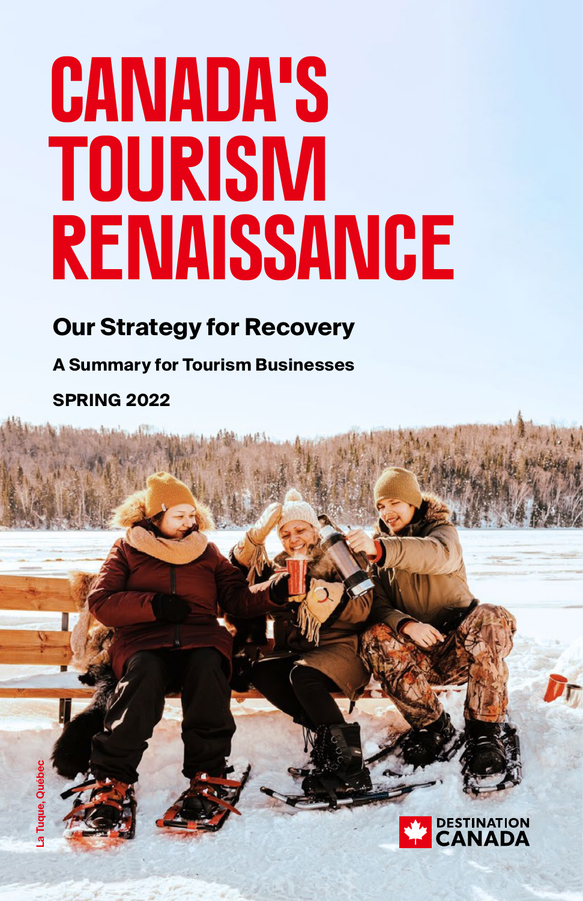# CANADA'S TOURISM RENAISSANCE

## Our Strategy for Recovery

**A Summary for Tourism Businesses**

**SPRING 2022**

La Tuque, Québec

DESTINATION CANADA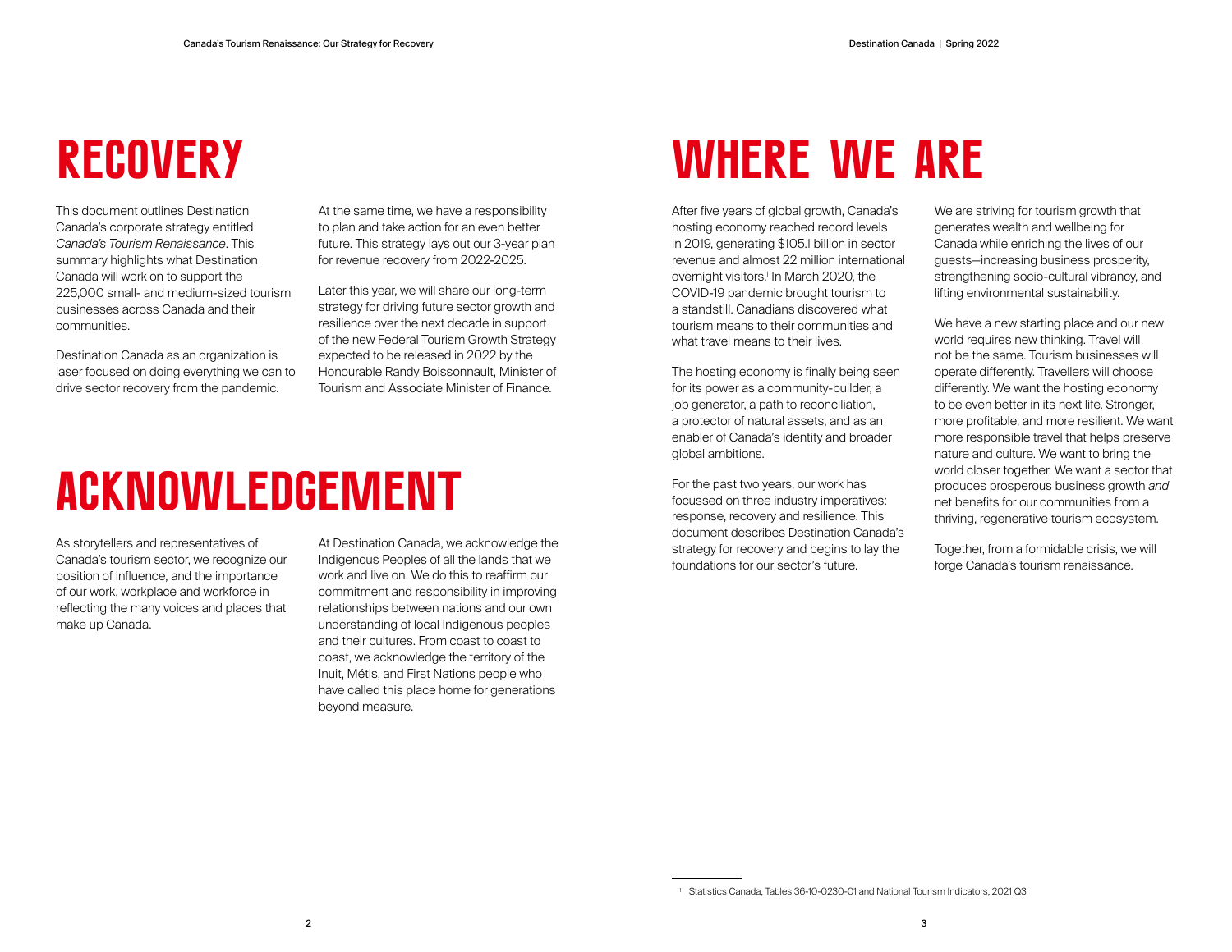# RECOVERY

This document outlines Destination Canada's corporate strategy entitled *Canada's Tourism Renaissance*. This summary highlights what Destination Canada will work on to support the 225,000 small- and medium-sized tourism businesses across Canada and their communities.

Destination Canada as an organization is laser focused on doing everything we can to drive sector recovery from the pandemic.

At the same time, we have a responsibility to plan and take action for an even better future. This strategy lays out our 3-year plan for revenue recovery from 2022-2025.

Later this year, we will share our long-term strategy for driving future sector growth and resilience over the next decade in support of the new Federal Tourism Growth Strategy expected to be released in 2022 by the Honourable Randy Boissonnault, Minister of Tourism and Associate Minister of Finance.

# ACKNOWLEDGEMENT

As storytellers and representatives of Canada's tourism sector, we recognize our position of influence, and the importance of our work, workplace and workforce in reflecting the many voices and places that make up Canada.

At Destination Canada, we acknowledge the Indigenous Peoples of all the lands that we work and live on. We do this to reaffirm our commitment and responsibility in improving relationships between nations and our own understanding of local Indigenous peoples and their cultures. From coast to coast to coast, we acknowledge the territory of the Inuit, Métis, and First Nations people who have called this place home for generations beyond measure.

# WHERE WE ARE

After five years of global growth, Canada's hosting economy reached record levels in 2019, generating $105.1 billion in sector revenue and almost 22 million international overnight visitors.[1] In March 2020, the COVID-19 pandemic brought tourism to a standstill. Canadians discovered what tourism means to their communities and what travel means to their lives.

The hosting economy is finally being seen for its power as a community-builder, a job generator, a path to reconciliation, a protector of natural assets, and as an enabler of Canada's identity and broader global ambitions.

For the past two years, our work has focussed on three industry imperatives: response, recovery and resilience. This document describes Destination Canada's strategy for recovery and begins to lay the foundations for our sector's future.

We are striving for tourism growth that generates wealth and wellbeing for Canada while enriching the lives of our guests—increasing business prosperity, strengthening socio-cultural vibrancy, and lifting environmental sustainability.

We have a new starting place and our new world requires new thinking. Travel will not be the same. Tourism businesses will operate differently. Travellers will choose differently. We want the hosting economy to be even better in its next life. Stronger, more profitable, and more resilient. We want more responsible travel that helps preserve nature and culture. We want to bring the world closer together. We want a sector that produces prosperous business growth *and* net benefits for our communities from a thriving, regenerative tourism ecosystem.

Together, from a formidable crisis, we will forge Canada's tourism renaissance.

[1] Statistics Canada, Tables 36-10-0230-01 and National Tourism Indicators, 2021 Q3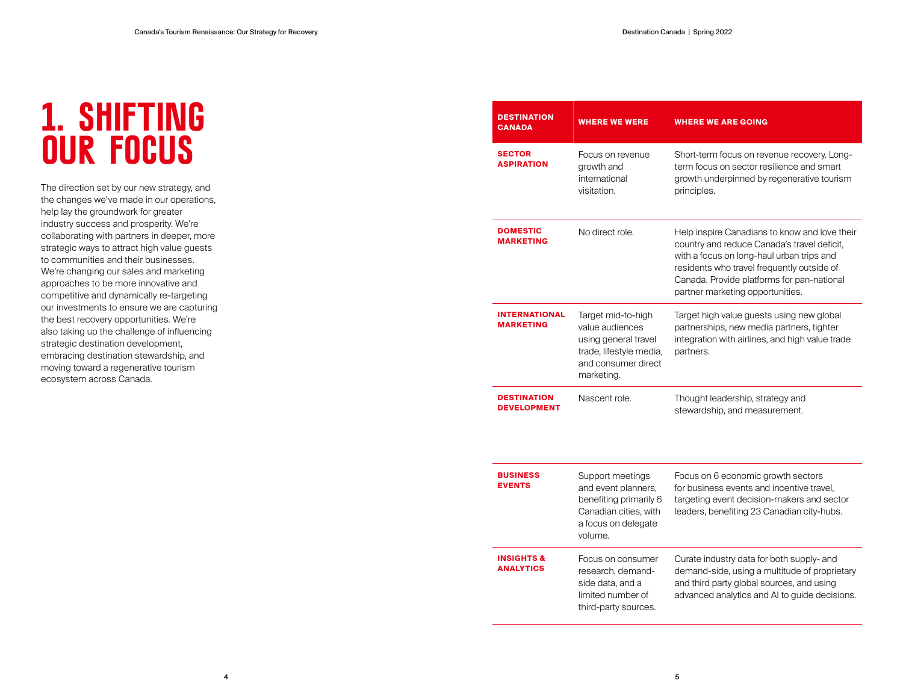# 1. SHIFTING OUR FOCUS

The direction set by our new strategy, and the changes we've made in our operations, help lay the groundwork for greater industry success and prosperity. We're collaborating with partners in deeper, more strategic ways to attract high value guests to communities and their businesses. We're changing our sales and marketing approaches to be more innovative and competitive and dynamically re-targeting our investments to ensure we are capturing the best recovery opportunities. We're also taking up the challenge of influencing strategic destination development, embracing destination stewardship, and moving toward a regenerative tourism ecosystem across Canada.

| DESTINATION CANADA | WHERE WE WERE | WHERE WE ARE GOING |
|---|---|---|
| **SECTOR ASPIRATION** | Focus on revenue growth and international visitation. | Short-term focus on revenue recovery. Long-term focus on sector resilience and smart growth underpinned by regenerative tourism principles. |
| **DOMESTIC MARKETING** | No direct role. | Help inspire Canadians to know and love their country and reduce Canada's travel deficit, with a focus on long-haul urban trips and residents who travel frequently outside of Canada. Provide platforms for pan-national partner marketing opportunities. |
| **INTERNATIONAL MARKETING** | Target mid-to-high value audiences using general travel trade, lifestyle media, and consumer direct marketing. | Target high value guests using new global partnerships, new media partners, tighter integration with airlines, and high value trade partners. |
| **DESTINATION DEVELOPMENT** | Nascent role. | Thought leadership, strategy and stewardship, and measurement. |
| **BUSINESS EVENTS** | Support meetings and event planners, benefiting primarily 6 Canadian cities, with a focus on delegate volume. | Focus on 6 economic growth sectors for business events and incentive travel, targeting event decision-makers and sector leaders, benefiting 23 Canadian city-hubs. |
| **INSIGHTS & ANALYTICS** | Focus on consumer research, demand-side data, and a limited number of third-party sources. | Curate industry data for both supply- and demand-side, using a multitude of proprietary and third party global sources, and using advanced analytics and AI to guide decisions. |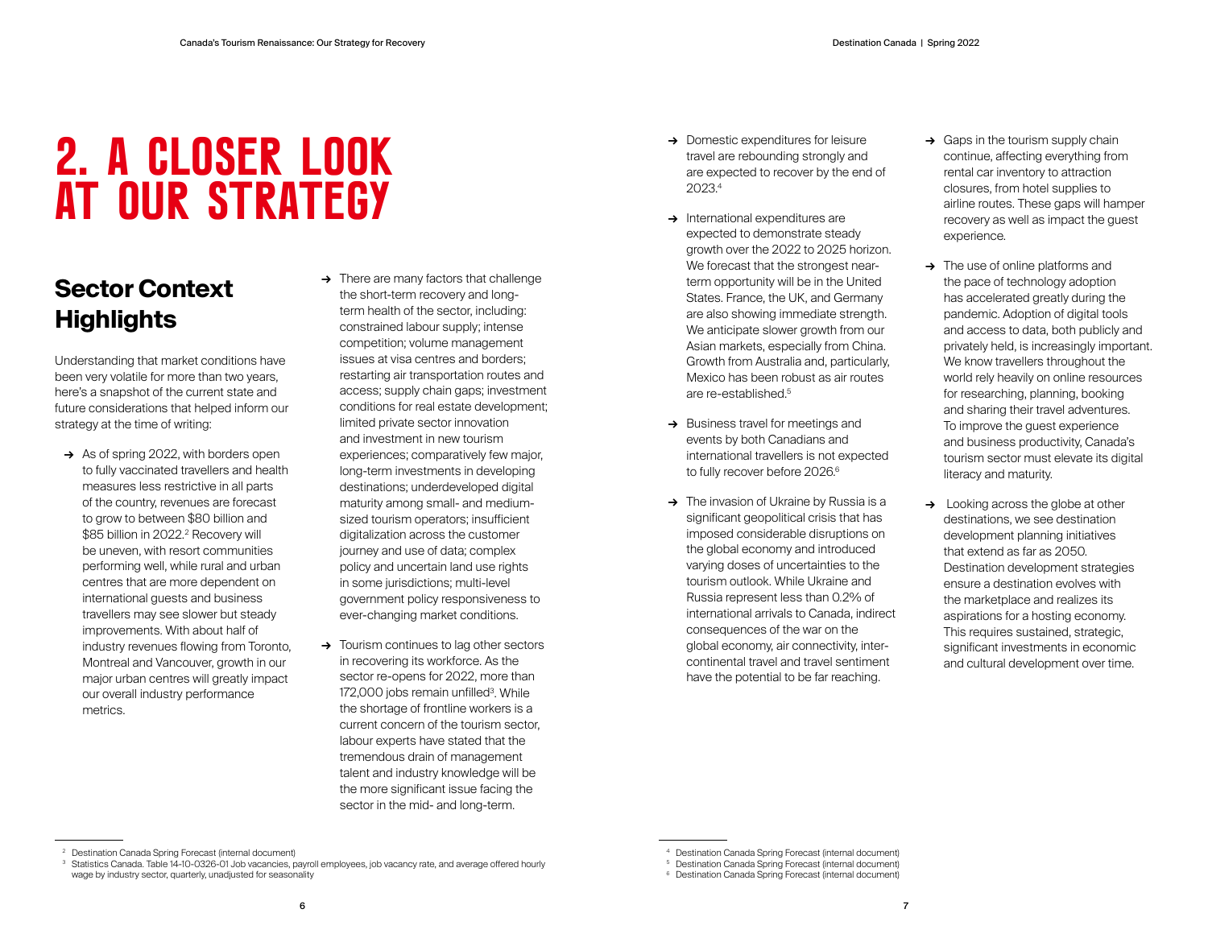# 2. A CLOSER LOOK AT OUR STRATEGY

## Sector Context Highlights

Understanding that market conditions have been very volatile for more than two years, here's a snapshot of the current state and future considerations that helped inform our strategy at the time of writing:

- As of spring 2022, with borders open to fully vaccinated travellers and health measures less restrictive in all parts of the country, revenues are forecast to grow to between $80 billion and $85 billion in 2022.[2] Recovery will be uneven, with resort communities performing well, while rural and urban centres that are more dependent on international guests and business travellers may see slower but steady improvements. With about half of industry revenues flowing from Toronto, Montreal and Vancouver, growth in our major urban centres will greatly impact our overall industry performance metrics.
- There are many factors that challenge the short-term recovery and long-term health of the sector, including: constrained labour supply; intense competition; volume management issues at visa centres and borders; restarting air transportation routes and access; supply chain gaps; investment conditions for real estate development; limited private sector innovation and investment in new tourism experiences; comparatively few major, long-term investments in developing destinations; underdeveloped digital maturity among small- and medium-sized tourism operators; insufficient digitalization across the customer journey and use of data; complex policy and uncertain land use rights in some jurisdictions; multi-level government policy responsiveness to ever-changing market conditions.
- Tourism continues to lag other sectors in recovering its workforce. As the sector re-opens for 2022, more than 172,000 jobs remain unfilled[3]. While the shortage of frontline workers is a current concern of the tourism sector, labour experts have stated that the tremendous drain of management talent and industry knowledge will be the more significant issue facing the sector in the mid- and long-term.
- Domestic expenditures for leisure travel are rebounding strongly and are expected to recover by the end of 2023.[4]
- International expenditures are expected to demonstrate steady growth over the 2022 to 2025 horizon. We forecast that the strongest near-term opportunity will be in the United States. France, the UK, and Germany are also showing immediate strength. We anticipate slower growth from our Asian markets, especially from China. Growth from Australia and, particularly, Mexico has been robust as air routes are re-established.[5]
- Business travel for meetings and events by both Canadians and international travellers is not expected to fully recover before 2026.[6]
- The invasion of Ukraine by Russia is a significant geopolitical crisis that has imposed considerable disruptions on the global economy and introduced varying doses of uncertainties to the tourism outlook. While Ukraine and Russia represent less than 0.2% of international arrivals to Canada, indirect consequences of the war on the global economy, air connectivity, inter-continental travel and travel sentiment have the potential to be far reaching.
- Gaps in the tourism supply chain continue, affecting everything from rental car inventory to attraction closures, from hotel supplies to airline routes. These gaps will hamper recovery as well as impact the guest experience.
- The use of online platforms and the pace of technology adoption has accelerated greatly during the pandemic. Adoption of digital tools and access to data, both publicly and privately held, is increasingly important. We know travellers throughout the world rely heavily on online resources for researching, planning, booking and sharing their travel adventures. To improve the guest experience and business productivity, Canada's tourism sector must elevate its digital literacy and maturity.
- Looking across the globe at other destinations, we see destination development planning initiatives that extend as far as 2050. Destination development strategies ensure a destination evolves with the marketplace and realizes its aspirations for a hosting economy. This requires sustained, strategic, significant investments in economic and cultural development over time.

---

[2] Destination Canada Spring Forecast (internal document)

[3] Statistics Canada. Table 14-10-0326-01 Job vacancies, payroll employees, job vacancy rate, and average offered hourly wage by industry sector, quarterly, unadjusted for seasonality

[4] Destination Canada Spring Forecast (internal document)

[5] Destination Canada Spring Forecast (internal document)

[6] Destination Canada Spring Forecast (internal document)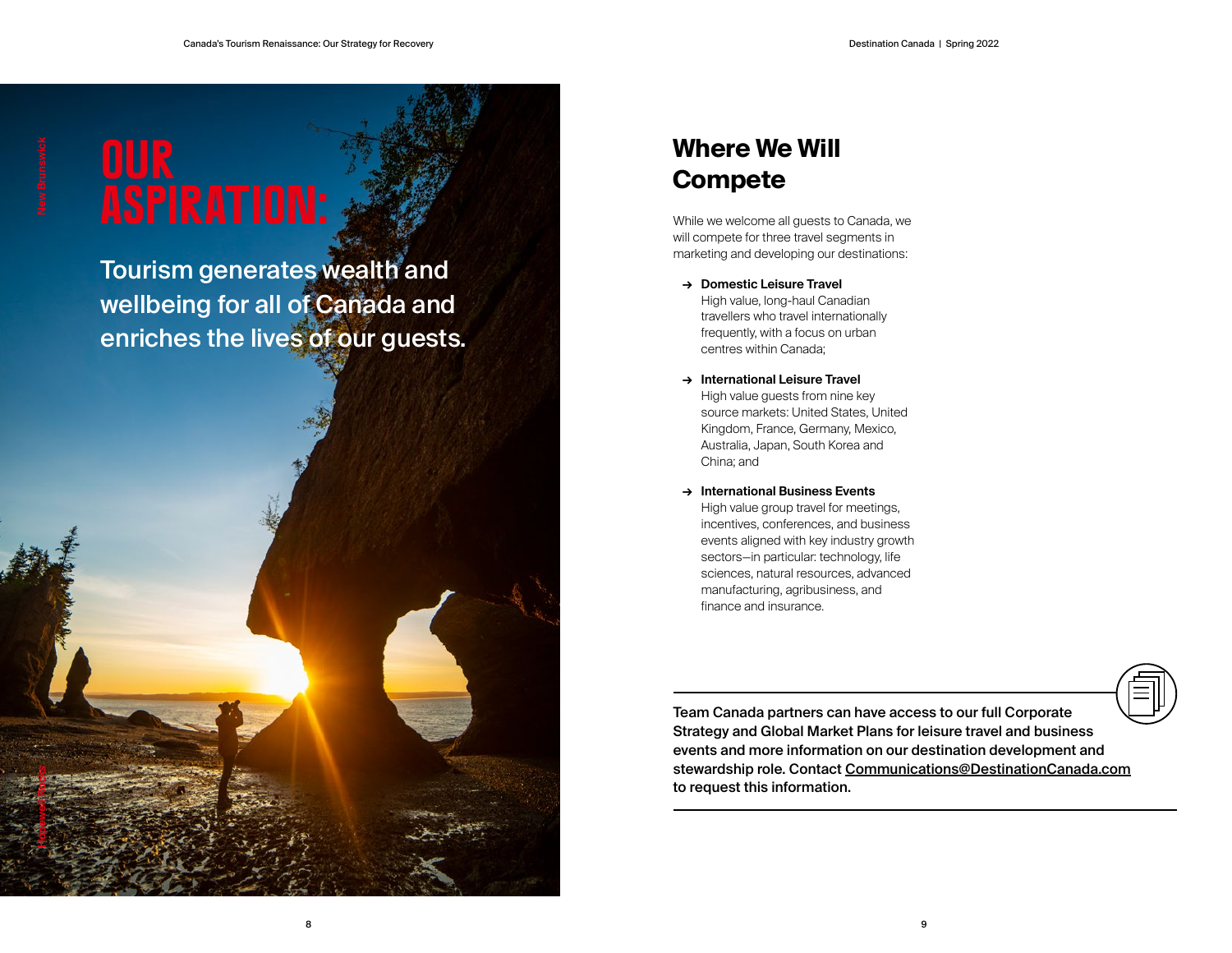New Brunswick

# OUR ASPIRATION:

Tourism generates wealth and wellbeing for all of Canada and enriches the lives of our guests.

Hopewell Rocks

## Where We Will Compete

While we welcome all guests to Canada, we will compete for three travel segments in marketing and developing our destinations:

→ **Domestic Leisure Travel**
High value, long-haul Canadian travellers who travel internationally frequently, with a focus on urban centres within Canada;

→ **International Leisure Travel**
High value guests from nine key source markets: United States, United Kingdom, France, Germany, Mexico, Australia, Japan, South Korea and China; and

→ **International Business Events**
High value group travel for meetings, incentives, conferences, and business events aligned with key industry growth sectors—in particular: technology, life sciences, natural resources, advanced manufacturing, agribusiness, and finance and insurance.

**Team Canada partners can have access to our full Corporate Strategy and Global Market Plans for leisure travel and business events and more information on our destination development and stewardship role. Contact Communications@DestinationCanada.com to request this information.**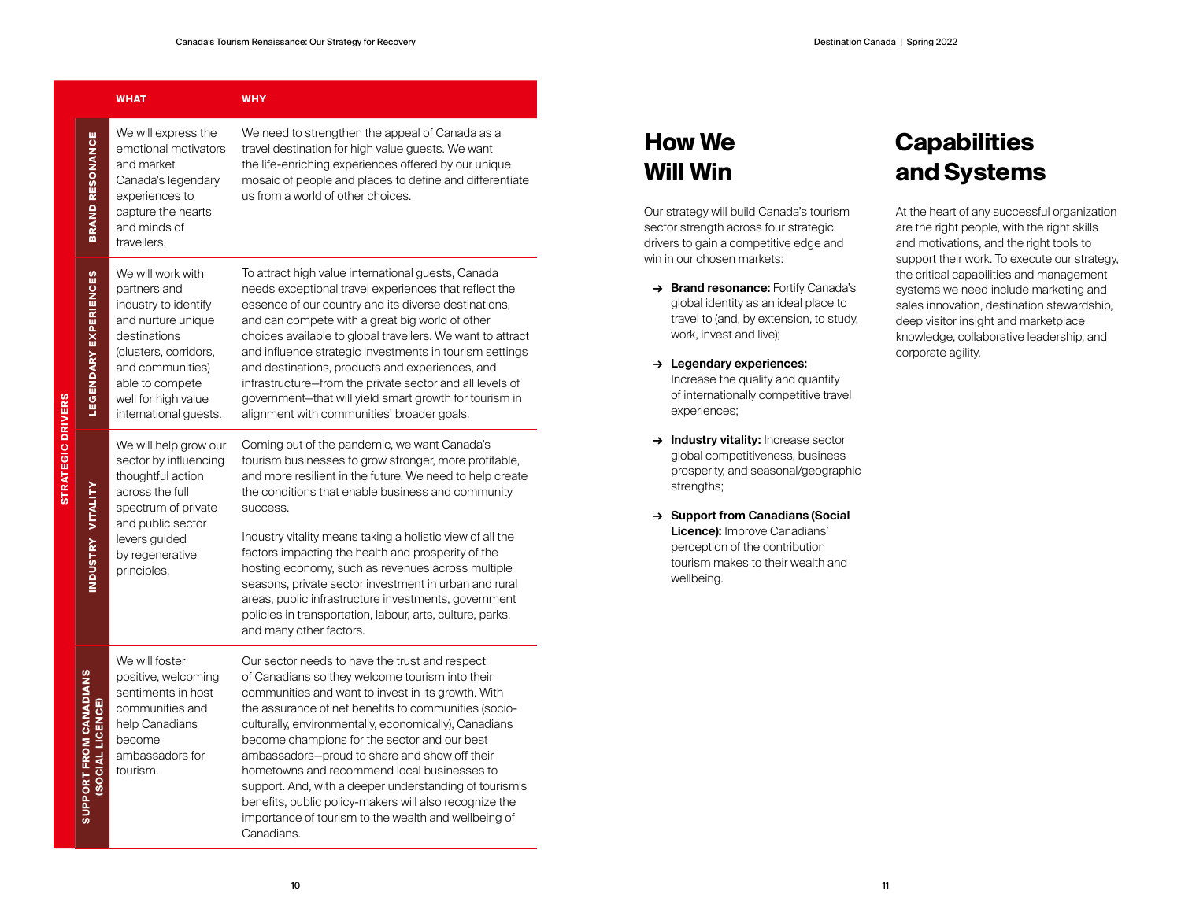| STRATEGIC DRIVERS | WHAT | WHY |
|---|---|---|
| BRAND RESONANCE | We will express the emotional motivators and market Canada's legendary experiences to capture the hearts and minds of travellers. | We need to strengthen the appeal of Canada as a travel destination for high value guests. We want the life-enriching experiences offered by our unique mosaic of people and places to define and differentiate us from a world of other choices. |
| LEGENDARY EXPERIENCES | We will work with partners and industry to identify and nurture unique destinations (clusters, corridors, and communities) able to compete well for high value international guests. | To attract high value international guests, Canada needs exceptional travel experiences that reflect the essence of our country and its diverse destinations, and can compete with a great big world of other choices available to global travellers. We want to attract and influence strategic investments in tourism settings and destinations, products and experiences, and infrastructure—from the private sector and all levels of government—that will yield smart growth for tourism in alignment with communities' broader goals. |
| INDUSTRY VITALITY | We will help grow our sector by influencing thoughtful action across the full spectrum of private and public sector levers guided by regenerative principles. | Coming out of the pandemic, we want Canada's tourism businesses to grow stronger, more profitable, and more resilient in the future. We need to help create the conditions that enable business and community success.<br><br>Industry vitality means taking a holistic view of all the factors impacting the health and prosperity of the hosting economy, such as revenues across multiple seasons, private sector investment in urban and rural areas, public infrastructure investments, government policies in transportation, labour, arts, culture, parks, and many other factors. |
| SUPPORT FROM CANADIANS (SOCIAL LICENCE) | We will foster positive, welcoming sentiments in host communities and help Canadians become ambassadors for tourism. | Our sector needs to have the trust and respect of Canadians so they welcome tourism into their communities and want to invest in its growth. With the assurance of net benefits to communities (socio-culturally, environmentally, economically), Canadians become champions for the sector and our best ambassadors—proud to share and show off their hometowns and recommend local businesses to support. And, with a deeper understanding of tourism's benefits, public policy-makers will also recognize the importance of tourism to the wealth and wellbeing of Canadians. |

# How We Will Win

Our strategy will build Canada's tourism sector strength across four strategic drivers to gain a competitive edge and win in our chosen markets:

- → **Brand resonance:** Fortify Canada's global identity as an ideal place to travel to (and, by extension, to study, work, invest and live);
- → **Legendary experiences:** Increase the quality and quantity of internationally competitive travel experiences;
- → **Industry vitality:** Increase sector global competitiveness, business prosperity, and seasonal/geographic strengths;
- → **Support from Canadians (Social Licence):** Improve Canadians' perception of the contribution tourism makes to their wealth and wellbeing.

# Capabilities and Systems

At the heart of any successful organization are the right people, with the right skills and motivations, and the right tools to support their work. To execute our strategy, the critical capabilities and management systems we need include marketing and sales innovation, destination stewardship, deep visitor insight and marketplace knowledge, collaborative leadership, and corporate agility.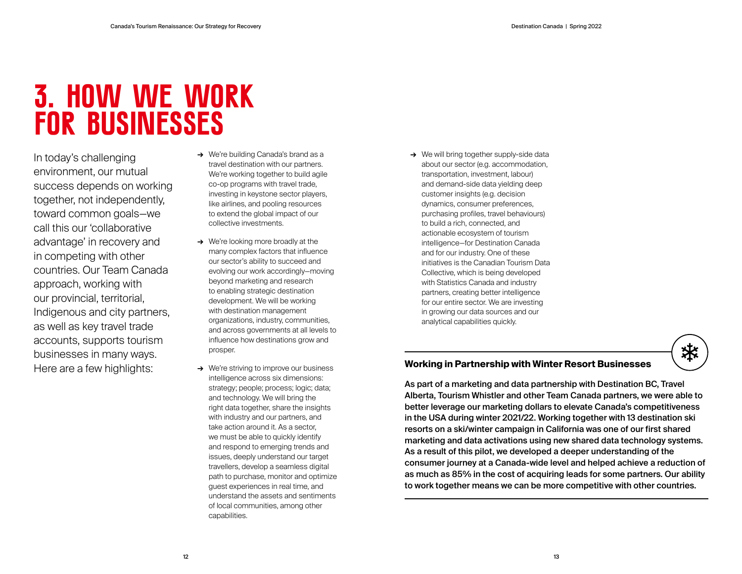# 3. HOW WE WORK FOR BUSINESSES

In today's challenging environment, our mutual success depends on working together, not independently, toward common goals—we call this our 'collaborative advantage' in recovery and in competing with other countries. Our Team Canada approach, working with our provincial, territorial, Indigenous and city partners, as well as key travel trade accounts, supports tourism businesses in many ways. Here are a few highlights:

- We're building Canada's brand as a travel destination with our partners. We're working together to build agile co-op programs with travel trade, investing in keystone sector players, like airlines, and pooling resources to extend the global impact of our collective investments.
- We're looking more broadly at the many complex factors that influence our sector's ability to succeed and evolving our work accordingly—moving beyond marketing and research to enabling strategic destination development. We will be working with destination management organizations, industry, communities, and across governments at all levels to influence how destinations grow and prosper.
- We're striving to improve our business intelligence across six dimensions: strategy; people; process; logic; data; and technology. We will bring the right data together, share the insights with industry and our partners, and take action around it. As a sector, we must be able to quickly identify and respond to emerging trends and issues, deeply understand our target travellers, develop a seamless digital path to purchase, monitor and optimize guest experiences in real time, and understand the assets and sentiments of local communities, among other capabilities.
- We will bring together supply-side data about our sector (e.g. accommodation, transportation, investment, labour) and demand-side data yielding deep customer insights (e.g. decision dynamics, consumer preferences, purchasing profiles, travel behaviours) to build a rich, connected, and actionable ecosystem of tourism intelligence—for Destination Canada and for our industry. One of these initiatives is the Canadian Tourism Data Collective, which is being developed with Statistics Canada and industry partners, creating better intelligence for our entire sector. We are investing in growing our data sources and our analytical capabilities quickly.

### Working in Partnership with Winter Resort Businesses

**As part of a marketing and data partnership with Destination BC, Travel Alberta, Tourism Whistler and other Team Canada partners, we were able to better leverage our marketing dollars to elevate Canada's competitiveness in the USA during winter 2021/22. Working together with 13 destination ski resorts on a ski/winter campaign in California was one of our first shared marketing and data activations using new shared data technology systems. As a result of this pilot, we developed a deeper understanding of the consumer journey at a Canada-wide level and helped achieve a reduction of as much as 85% in the cost of acquiring leads for some partners. Our ability to work together means we can be more competitive with other countries.**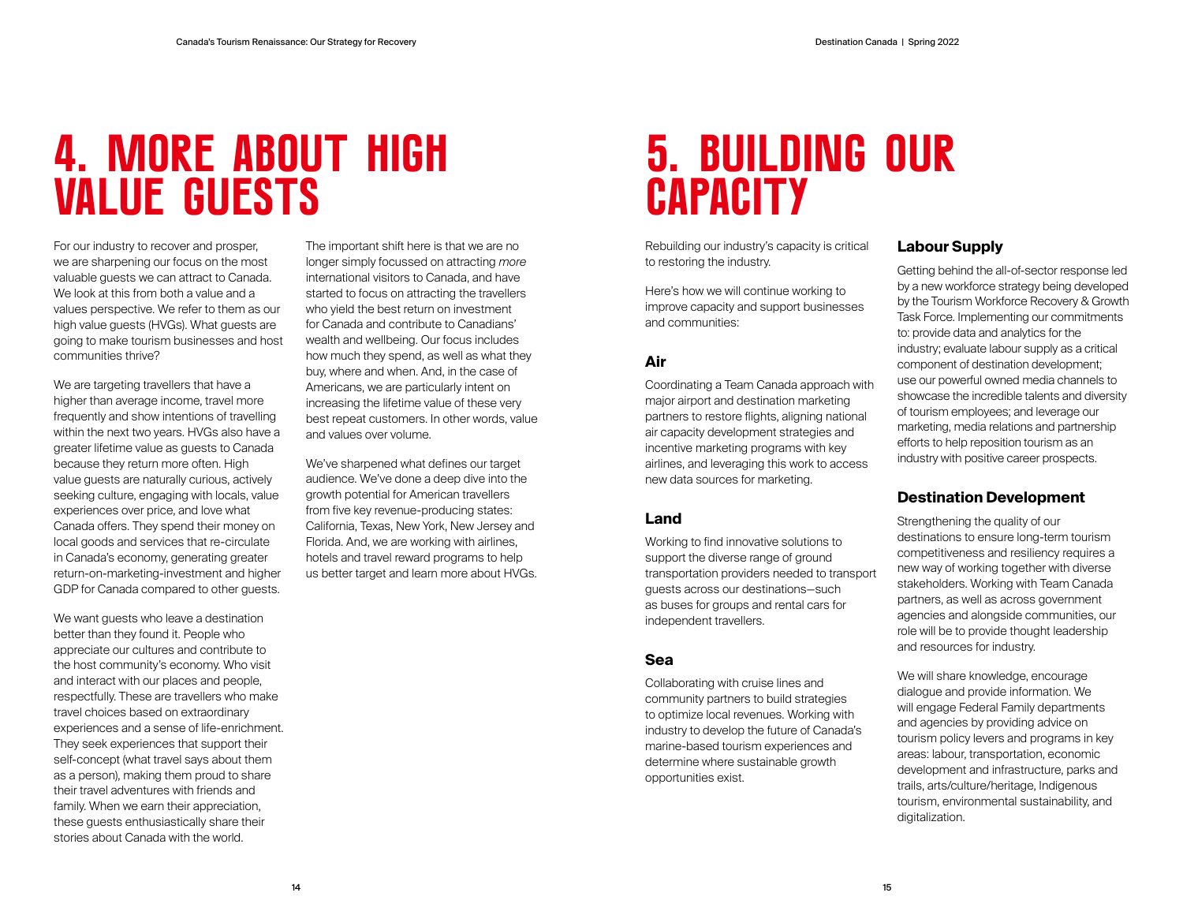# 4. MORE ABOUT HIGH VALUE GUESTS

For our industry to recover and prosper, we are sharpening our focus on the most valuable guests we can attract to Canada. We look at this from both a value and a values perspective. We refer to them as our high value guests (HVGs). What guests are going to make tourism businesses and host communities thrive?

We are targeting travellers that have a higher than average income, travel more frequently and show intentions of travelling within the next two years. HVGs also have a greater lifetime value as guests to Canada because they return more often. High value guests are naturally curious, actively seeking culture, engaging with locals, value experiences over price, and love what Canada offers. They spend their money on local goods and services that re-circulate in Canada's economy, generating greater return-on-marketing-investment and higher GDP for Canada compared to other guests.

We want guests who leave a destination better than they found it. People who appreciate our cultures and contribute to the host community's economy. Who visit and interact with our places and people, respectfully. These are travellers who make travel choices based on extraordinary experiences and a sense of life-enrichment. They seek experiences that support their self-concept (what travel says about them as a person), making them proud to share their travel adventures with friends and family. When we earn their appreciation, these guests enthusiastically share their stories about Canada with the world.

The important shift here is that we are no longer simply focussed on attracting *more* international visitors to Canada, and have started to focus on attracting the travellers who yield the best return on investment for Canada and contribute to Canadians' wealth and wellbeing. Our focus includes how much they spend, as well as what they buy, where and when. And, in the case of Americans, we are particularly intent on increasing the lifetime value of these very best repeat customers. In other words, value and values over volume.

We've sharpened what defines our target audience. We've done a deep dive into the growth potential for American travellers from five key revenue-producing states: California, Texas, New York, New Jersey and Florida. And, we are working with airlines, hotels and travel reward programs to help us better target and learn more about HVGs.

# 5. BUILDING OUR CAPACITY

Rebuilding our industry's capacity is critical to restoring the industry.

Here's how we will continue working to improve capacity and support businesses and communities:

### Air

Coordinating a Team Canada approach with major airport and destination marketing partners to restore flights, aligning national air capacity development strategies and incentive marketing programs with key airlines, and leveraging this work to access new data sources for marketing.

### Land

Working to find innovative solutions to support the diverse range of ground transportation providers needed to transport guests across our destinations—such as buses for groups and rental cars for independent travellers.

### Sea

Collaborating with cruise lines and community partners to build strategies to optimize local revenues. Working with industry to develop the future of Canada's marine-based tourism experiences and determine where sustainable growth opportunities exist.

### Labour Supply

Getting behind the all-of-sector response led by a new workforce strategy being developed by the Tourism Workforce Recovery & Growth Task Force. Implementing our commitments to: provide data and analytics for the industry; evaluate labour supply as a critical component of destination development; use our powerful owned media channels to showcase the incredible talents and diversity of tourism employees; and leverage our marketing, media relations and partnership efforts to help reposition tourism as an industry with positive career prospects.

### Destination Development

Strengthening the quality of our destinations to ensure long-term tourism competitiveness and resiliency requires a new way of working together with diverse stakeholders. Working with Team Canada partners, as well as across government agencies and alongside communities, our role will be to provide thought leadership and resources for industry.

We will share knowledge, encourage dialogue and provide information. We will engage Federal Family departments and agencies by providing advice on tourism policy levers and programs in key areas: labour, transportation, economic development and infrastructure, parks and trails, arts/culture/heritage, Indigenous tourism, environmental sustainability, and digitalization.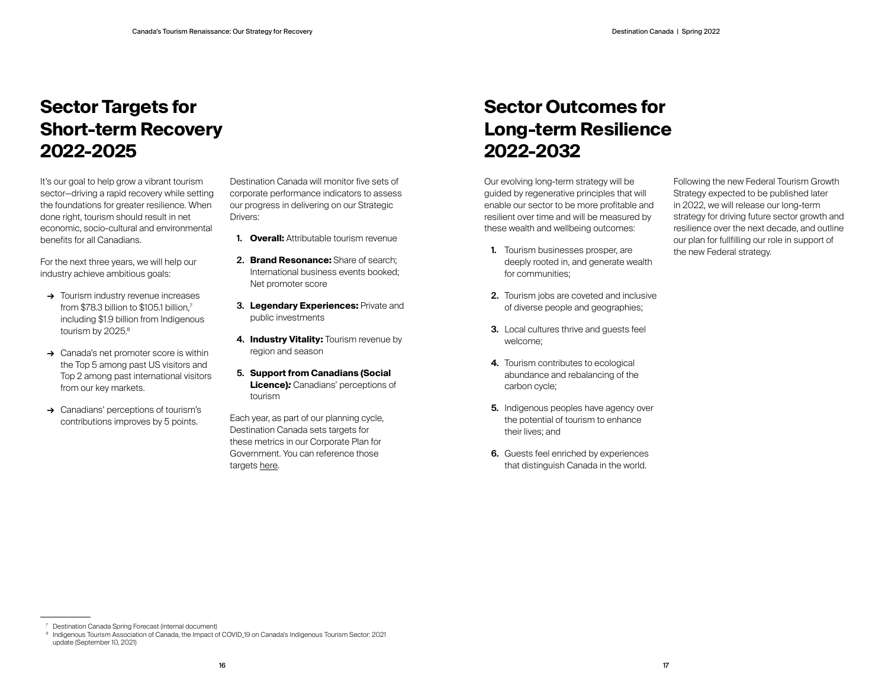# Sector Targets for Short-term Recovery 2022-2025

It's our goal to help grow a vibrant tourism sector—driving a rapid recovery while setting the foundations for greater resilience. When done right, tourism should result in net economic, socio-cultural and environmental benefits for all Canadians.

For the next three years, we will help our industry achieve ambitious goals:

- → Tourism industry revenue increases from \$78.3 billion to \$105.1 billion,[7] including \$1.9 billion from Indigenous tourism by 2025.[8]
- → Canada's net promoter score is within the Top 5 among past US visitors and Top 2 among past international visitors from our key markets.
- → Canadians' perceptions of tourism's contributions improves by 5 points.

Destination Canada will monitor five sets of corporate performance indicators to assess our progress in delivering on our Strategic Drivers:

1. **Overall:** Attributable tourism revenue
2. **Brand Resonance:** Share of search; International business events booked; Net promoter score
3. **Legendary Experiences:** Private and public investments
4. **Industry Vitality:** Tourism revenue by region and season
5. **Support from Canadians (Social Licence):** Canadians' perceptions of tourism

Each year, as part of our planning cycle, Destination Canada sets targets for these metrics in our Corporate Plan for Government. You can reference those targets here.

# Sector Outcomes for Long-term Resilience 2022-2032

Our evolving long-term strategy will be guided by regenerative principles that will enable our sector to be more profitable and resilient over time and will be measured by these wealth and wellbeing outcomes:

1. Tourism businesses prosper, are deeply rooted in, and generate wealth for communities;
2. Tourism jobs are coveted and inclusive of diverse people and geographies;
3. Local cultures thrive and guests feel welcome;
4. Tourism contributes to ecological abundance and rebalancing of the carbon cycle;
5. Indigenous peoples have agency over the potential of tourism to enhance their lives; and
6. Guests feel enriched by experiences that distinguish Canada in the world.

Following the new Federal Tourism Growth Strategy expected to be published later in 2022, we will release our long-term strategy for driving future sector growth and resilience over the next decade, and outline our plan for fullfilling our role in support of the new Federal strategy.

---

[7] Destination Canada Spring Forecast (internal document)

[8] Indigenous Tourism Association of Canada, the Impact of COVID_19 on Canada's Indigenous Tourism Sector: 2021 update (September 10, 2021)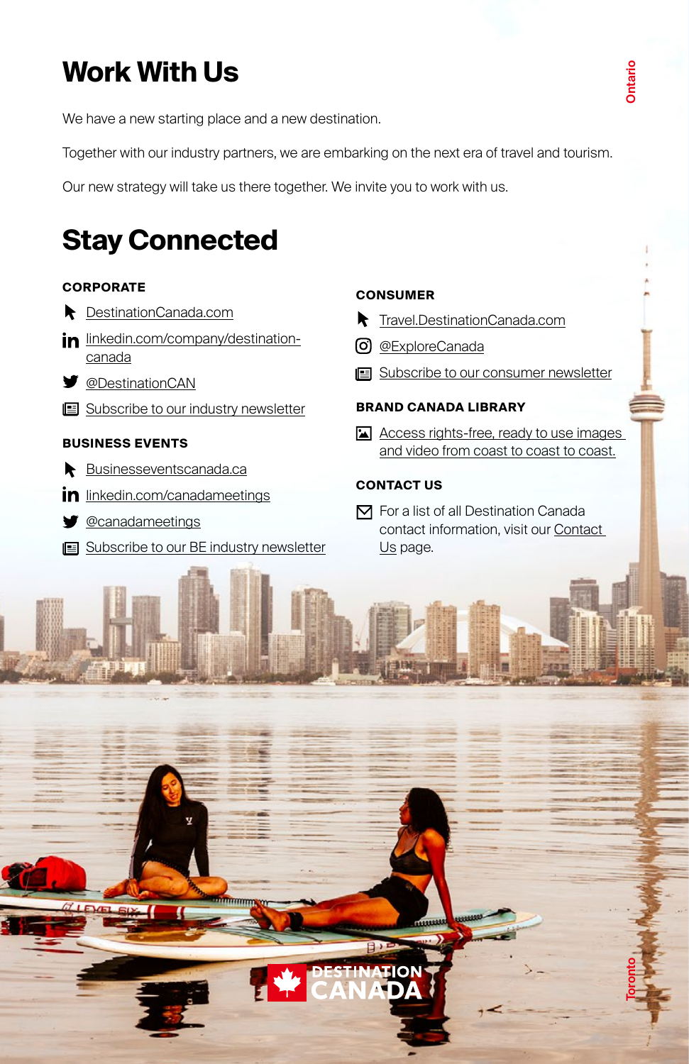# Work With Us

We have a new starting place and a new destination.

Together with our industry partners, we are embarking on the next era of travel and tourism.

Our new strategy will take us there together. We invite you to work with us.

# Stay Connected

### CORPORATE

- DestinationCanada.com
- linkedin.com/company/destination-canada
- @DestinationCAN
- Subscribe to our industry newsletter

### BUSINESS EVENTS

- Businesseventscanada.ca
- linkedin.com/canadameetings
- @canadameetings
- Subscribe to our BE industry newsletter

### CONSUMER

- Travel.DestinationCanada.com
- @ExploreCanada
- Subscribe to our consumer newsletter

### BRAND CANADA LIBRARY

- Access rights-free, ready to use images and video from coast to coast to coast.

### CONTACT US

- For a list of all Destination Canada contact information, visit our Contact Us page.

Ontario

Toronto

DESTINATION CANADA